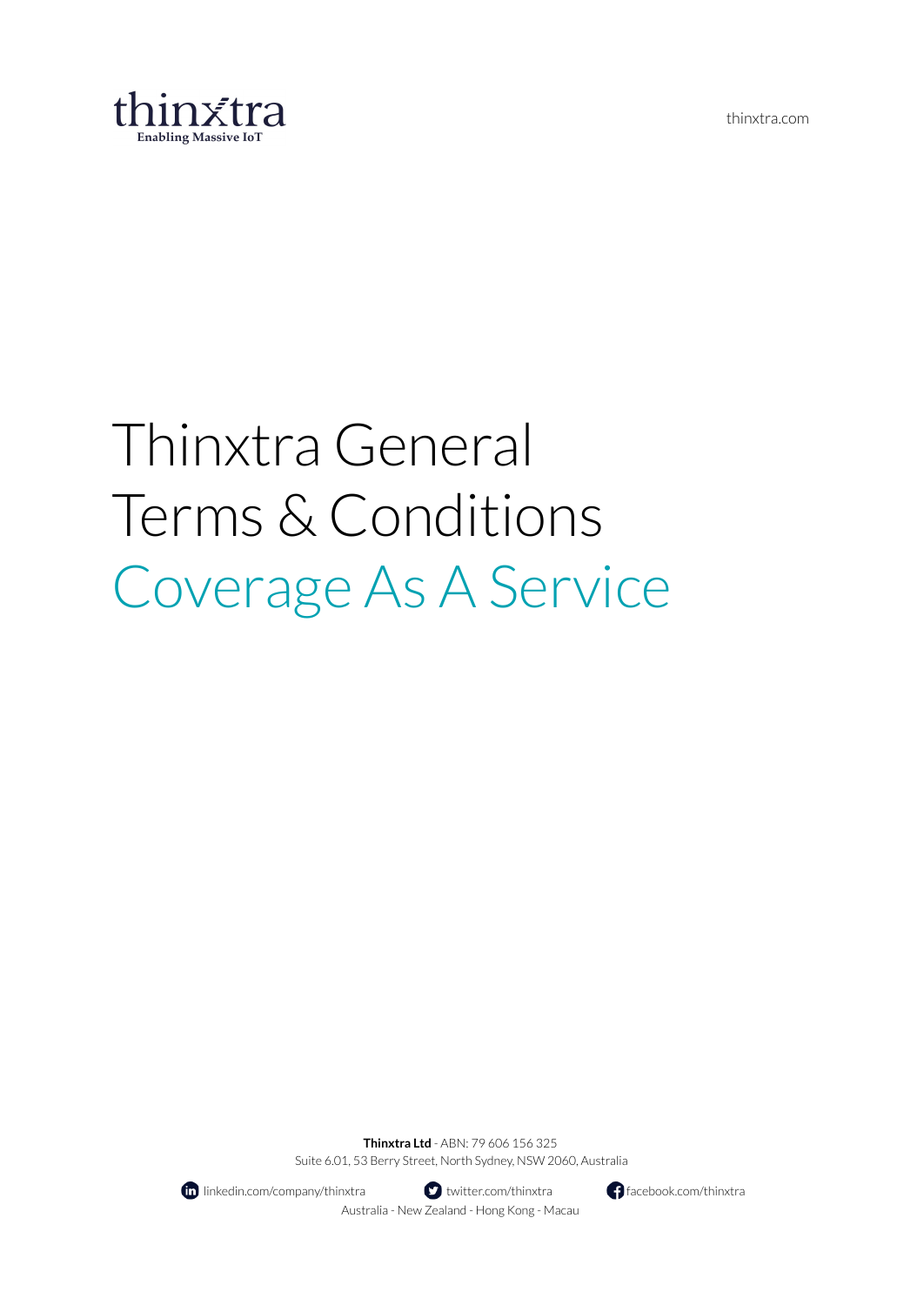thinxtra
Enabling Massive IoT

thinxtra.com

# Thinxtra General Terms & Conditions Coverage As A Service

**Thinxtra Ltd** - ABN: 79 606 156 325
Suite 6.01, 53 Berry Street, North Sydney, NSW 2060, Australia

linkedin.com/company/thinxtra twitter.com/thinxtra facebook.com/thinxtra
Australia - New Zealand - Hong Kong - Macau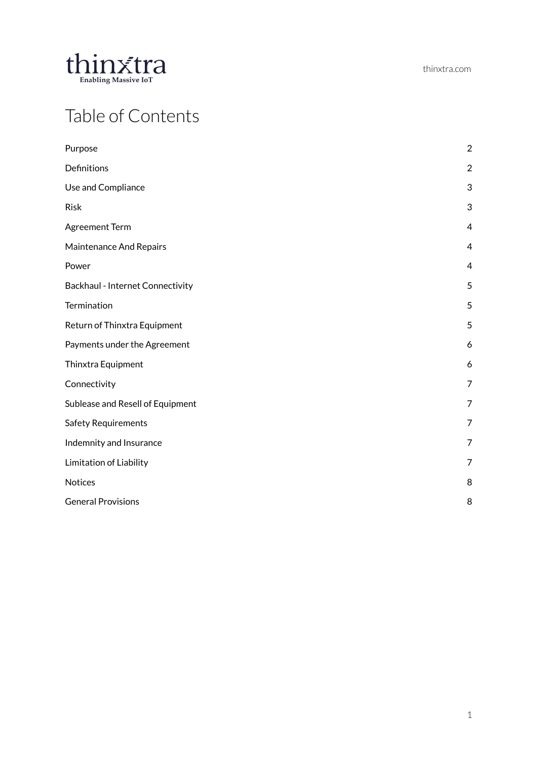# Table of Contents

| | |
|---|---|
| Purpose | 2 |
| Definitions | 2 |
| Use and Compliance | 3 |
| Risk | 3 |
| Agreement Term | 4 |
| Maintenance And Repairs | 4 |
| Power | 4 |
| Backhaul - Internet Connectivity | 5 |
| Termination | 5 |
| Return of Thinxtra Equipment | 5 |
| Payments under the Agreement | 6 |
| Thinxtra Equipment | 6 |
| Connectivity | 7 |
| Sublease and Resell of Equipment | 7 |
| Safety Requirements | 7 |
| Indemnity and Insurance | 7 |
| Limitation of Liability | 7 |
| Notices | 8 |
| General Provisions | 8 |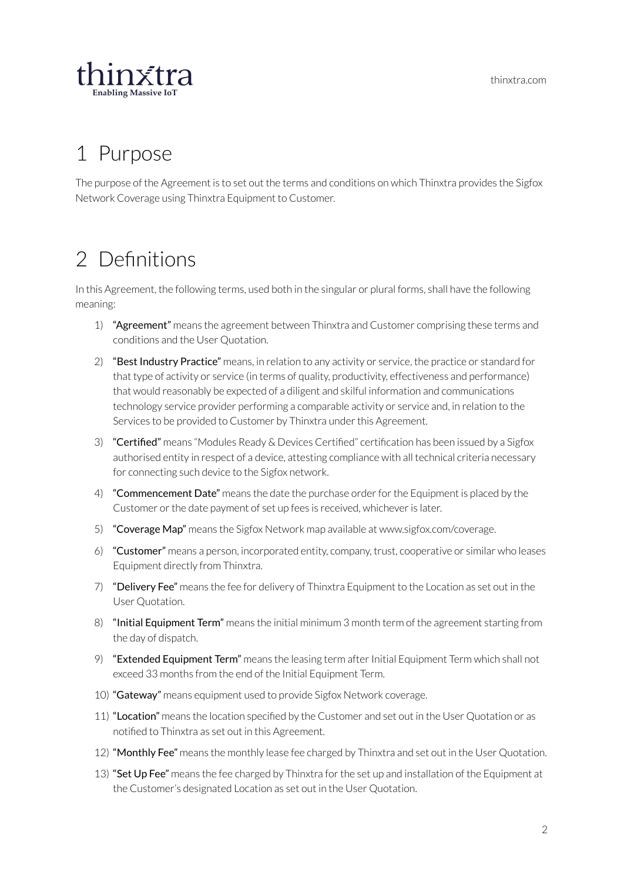# 1 Purpose

The purpose of the Agreement is to set out the terms and conditions on which Thinxtra provides the Sigfox Network Coverage using Thinxtra Equipment to Customer.

# 2 Definitions

In this Agreement, the following terms, used both in the singular or plural forms, shall have the following meaning:

1) **"Agreement"** means the agreement between Thinxtra and Customer comprising these terms and conditions and the User Quotation.
2) **"Best Industry Practice"** means, in relation to any activity or service, the practice or standard for that type of activity or service (in terms of quality, productivity, effectiveness and performance) that would reasonably be expected of a diligent and skilful information and communications technology service provider performing a comparable activity or service and, in relation to the Services to be provided to Customer by Thinxtra under this Agreement.
3) **"Certified"** means "Modules Ready & Devices Certified" certification has been issued by a Sigfox authorised entity in respect of a device, attesting compliance with all technical criteria necessary for connecting such device to the Sigfox network.
4) **"Commencement Date"** means the date the purchase order for the Equipment is placed by the Customer or the date payment of set up fees is received, whichever is later.
5) **"Coverage Map"** means the Sigfox Network map available at www.sigfox.com/coverage.
6) **"Customer"** means a person, incorporated entity, company, trust, cooperative or similar who leases Equipment directly from Thinxtra.
7) **"Delivery Fee"** means the fee for delivery of Thinxtra Equipment to the Location as set out in the User Quotation.
8) **"Initial Equipment Term"** means the initial minimum 3 month term of the agreement starting from the day of dispatch.
9) **"Extended Equipment Term"** means the leasing term after Initial Equipment Term which shall not exceed 33 months from the end of the Initial Equipment Term.
10) **"Gateway"** means equipment used to provide Sigfox Network coverage.
11) **"Location"** means the location specified by the Customer and set out in the User Quotation or as notified to Thinxtra as set out in this Agreement.
12) **"Monthly Fee"** means the monthly lease fee charged by Thinxtra and set out in the User Quotation.
13) **"Set Up Fee"** means the fee charged by Thinxtra for the set up and installation of the Equipment at the Customer's designated Location as set out in the User Quotation.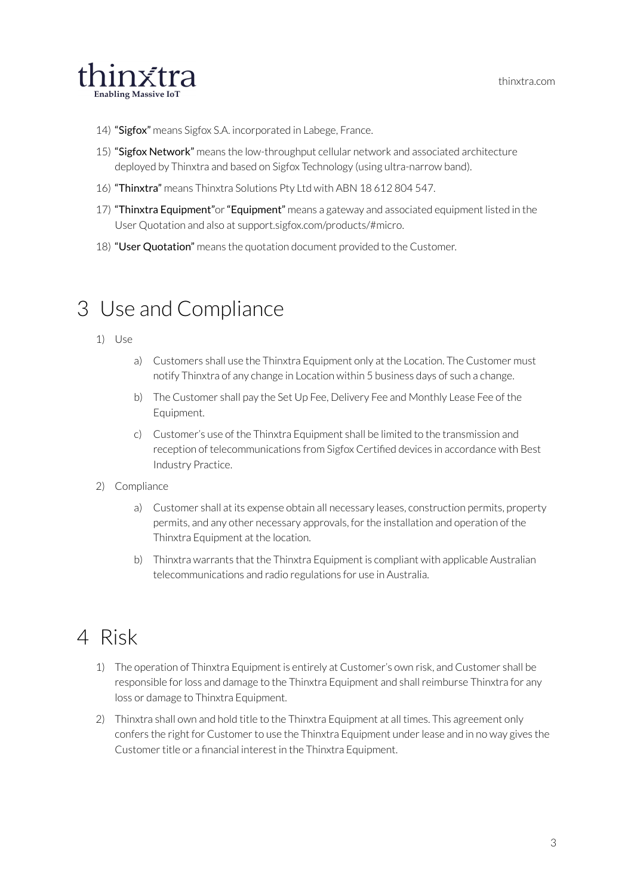14) **"Sigfox"** means Sigfox S.A. incorporated in Labege, France.

15) **"Sigfox Network"** means the low-throughput cellular network and associated architecture deployed by Thinxtra and based on Sigfox Technology (using ultra-narrow band).

16) **"Thinxtra"** means Thinxtra Solutions Pty Ltd with ABN 18 612 804 547.

17) **"Thinxtra Equipment"** or **"Equipment"** means a gateway and associated equipment listed in the User Quotation and also at support.sigfox.com/products/#micro.

18) **"User Quotation"** means the quotation document provided to the Customer.

# 3 Use and Compliance

1) Use

    a) Customers shall use the Thinxtra Equipment only at the Location. The Customer must notify Thinxtra of any change in Location within 5 business days of such a change.

    b) The Customer shall pay the Set Up Fee, Delivery Fee and Monthly Lease Fee of the Equipment.

    c) Customer's use of the Thinxtra Equipment shall be limited to the transmission and reception of telecommunications from Sigfox Certified devices in accordance with Best Industry Practice.

2) Compliance

    a) Customer shall at its expense obtain all necessary leases, construction permits, property permits, and any other necessary approvals, for the installation and operation of the Thinxtra Equipment at the location.

    b) Thinxtra warrants that the Thinxtra Equipment is compliant with applicable Australian telecommunications and radio regulations for use in Australia.

# 4 Risk

1) The operation of Thinxtra Equipment is entirely at Customer's own risk, and Customer shall be responsible for loss and damage to the Thinxtra Equipment and shall reimburse Thinxtra for any loss or damage to Thinxtra Equipment.

2) Thinxtra shall own and hold title to the Thinxtra Equipment at all times. This agreement only confers the right for Customer to use the Thinxtra Equipment under lease and in no way gives the Customer title or a financial interest in the Thinxtra Equipment.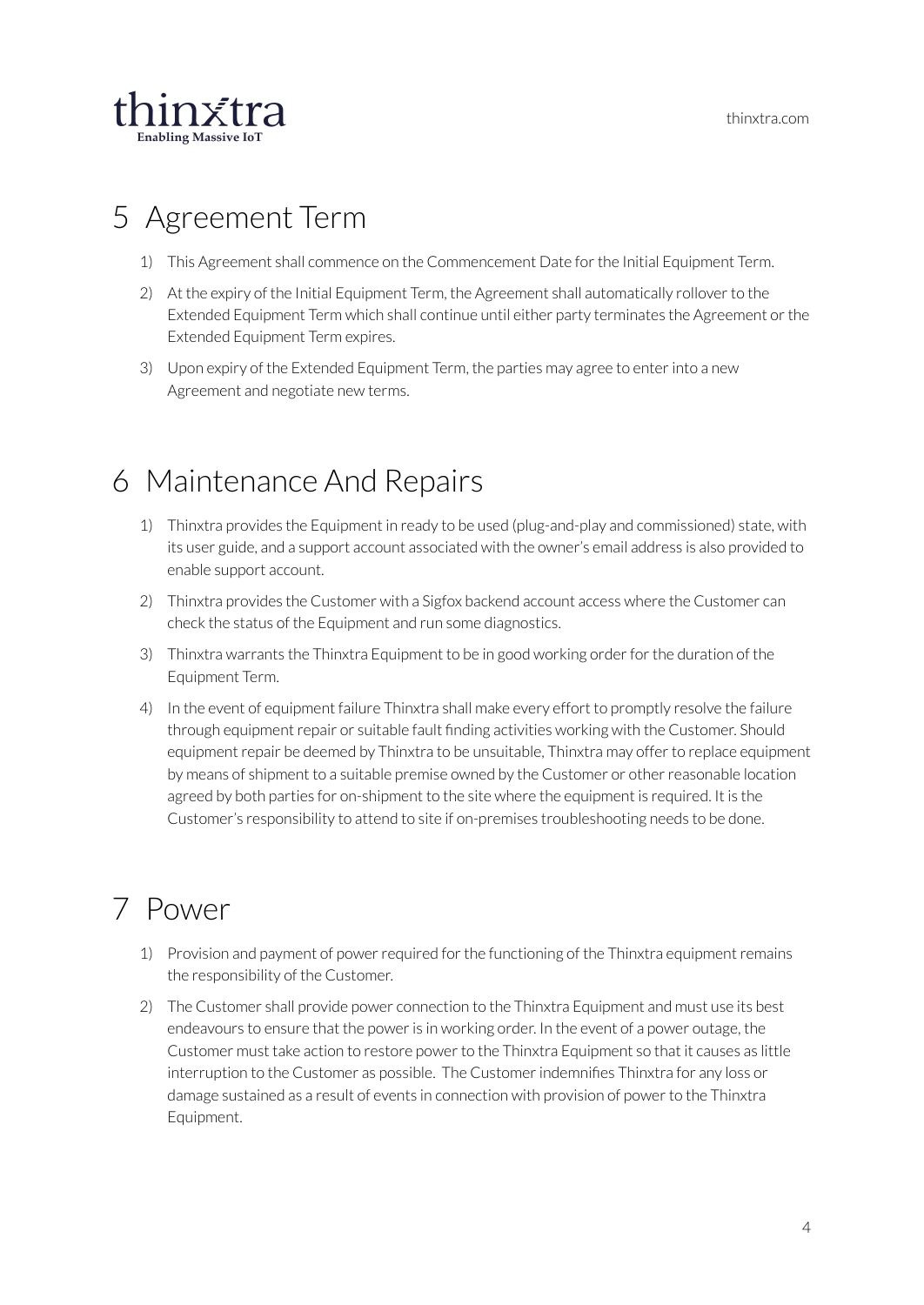# 5 Agreement Term

1) This Agreement shall commence on the Commencement Date for the Initial Equipment Term.
2) At the expiry of the Initial Equipment Term, the Agreement shall automatically rollover to the Extended Equipment Term which shall continue until either party terminates the Agreement or the Extended Equipment Term expires.
3) Upon expiry of the Extended Equipment Term, the parties may agree to enter into a new Agreement and negotiate new terms.

# 6 Maintenance And Repairs

1) Thinxtra provides the Equipment in ready to be used (plug-and-play and commissioned) state, with its user guide, and a support account associated with the owner's email address is also provided to enable support account.
2) Thinxtra provides the Customer with a Sigfox backend account access where the Customer can check the status of the Equipment and run some diagnostics.
3) Thinxtra warrants the Thinxtra Equipment to be in good working order for the duration of the Equipment Term.
4) In the event of equipment failure Thinxtra shall make every effort to promptly resolve the failure through equipment repair or suitable fault finding activities working with the Customer. Should equipment repair be deemed by Thinxtra to be unsuitable, Thinxtra may offer to replace equipment by means of shipment to a suitable premise owned by the Customer or other reasonable location agreed by both parties for on-shipment to the site where the equipment is required. It is the Customer's responsibility to attend to site if on-premises troubleshooting needs to be done.

# 7 Power

1) Provision and payment of power required for the functioning of the Thinxtra equipment remains the responsibility of the Customer.
2) The Customer shall provide power connection to the Thinxtra Equipment and must use its best endeavours to ensure that the power is in working order. In the event of a power outage, the Customer must take action to restore power to the Thinxtra Equipment so that it causes as little interruption to the Customer as possible. The Customer indemnifies Thinxtra for any loss or damage sustained as a result of events in connection with provision of power to the Thinxtra Equipment.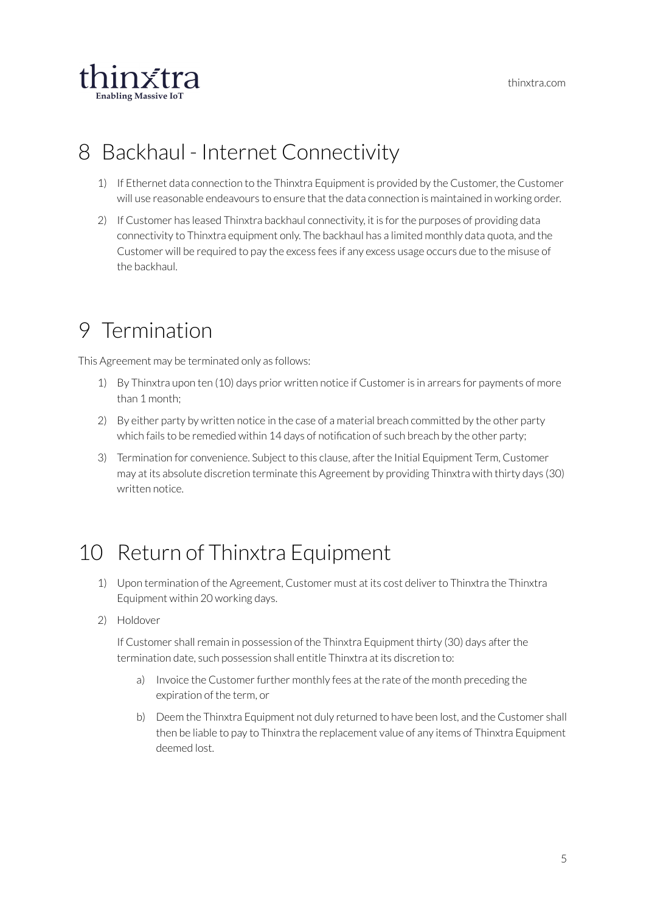# 8 Backhaul - Internet Connectivity

1) If Ethernet data connection to the Thinxtra Equipment is provided by the Customer, the Customer will use reasonable endeavours to ensure that the data connection is maintained in working order.

2) If Customer has leased Thinxtra backhaul connectivity, it is for the purposes of providing data connectivity to Thinxtra equipment only. The backhaul has a limited monthly data quota, and the Customer will be required to pay the excess fees if any excess usage occurs due to the misuse of the backhaul.

# 9 Termination

This Agreement may be terminated only as follows:

1) By Thinxtra upon ten (10) days prior written notice if Customer is in arrears for payments of more than 1 month;

2) By either party by written notice in the case of a material breach committed by the other party which fails to be remedied within 14 days of notification of such breach by the other party;

3) Termination for convenience. Subject to this clause, after the Initial Equipment Term, Customer may at its absolute discretion terminate this Agreement by providing Thinxtra with thirty days (30) written notice.

# 10 Return of Thinxtra Equipment

1) Upon termination of the Agreement, Customer must at its cost deliver to Thinxtra the Thinxtra Equipment within 20 working days.

2) Holdover

   If Customer shall remain in possession of the Thinxtra Equipment thirty (30) days after the termination date, such possession shall entitle Thinxtra at its discretion to:

   a) Invoice the Customer further monthly fees at the rate of the month preceding the expiration of the term, or

   b) Deem the Thinxtra Equipment not duly returned to have been lost, and the Customer shall then be liable to pay to Thinxtra the replacement value of any items of Thinxtra Equipment deemed lost.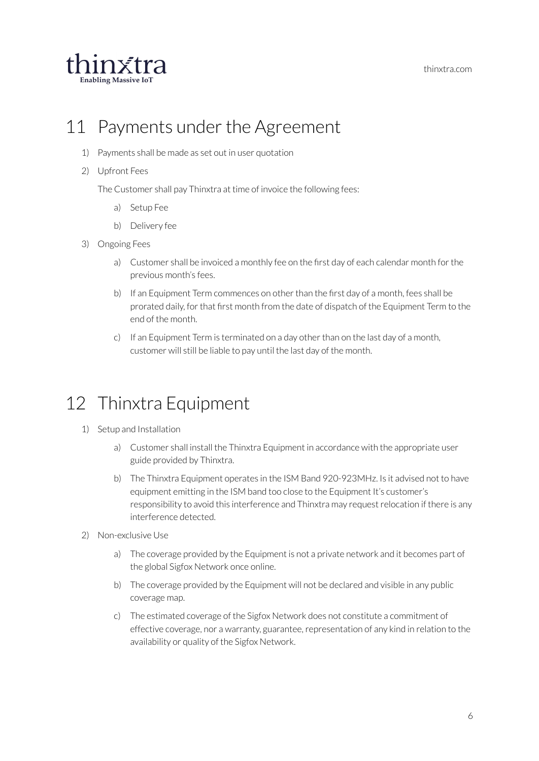## 11 Payments under the Agreement

1) Payments shall be made as set out in user quotation

2) Upfront Fees

   The Customer shall pay Thinxtra at time of invoice the following fees:

   a) Setup Fee

   b) Delivery fee

3) Ongoing Fees

   a) Customer shall be invoiced a monthly fee on the first day of each calendar month for the previous month's fees.

   b) If an Equipment Term commences on other than the first day of a month, fees shall be prorated daily, for that first month from the date of dispatch of the Equipment Term to the end of the month.

   c) If an Equipment Term is terminated on a day other than on the last day of a month, customer will still be liable to pay until the last day of the month.

## 12 Thinxtra Equipment

1) Setup and Installation

   a) Customer shall install the Thinxtra Equipment in accordance with the appropriate user guide provided by Thinxtra.

   b) The Thinxtra Equipment operates in the ISM Band 920-923MHz. Is it advised not to have equipment emitting in the ISM band too close to the Equipment It's customer's responsibility to avoid this interference and Thinxtra may request relocation if there is any interference detected.

2) Non-exclusive Use

   a) The coverage provided by the Equipment is not a private network and it becomes part of the global Sigfox Network once online.

   b) The coverage provided by the Equipment will not be declared and visible in any public coverage map.

   c) The estimated coverage of the Sigfox Network does not constitute a commitment of effective coverage, nor a warranty, guarantee, representation of any kind in relation to the availability or quality of the Sigfox Network.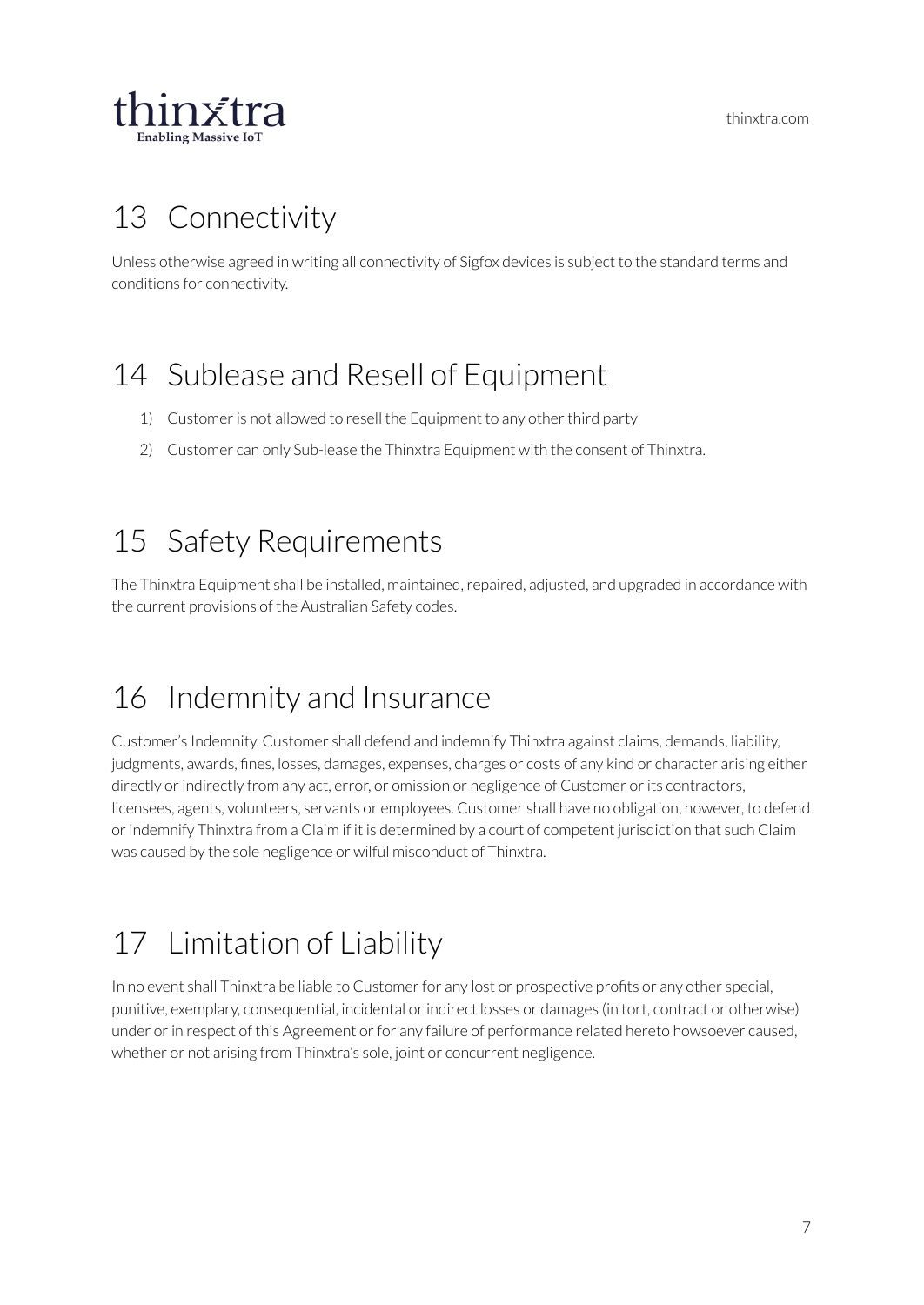# 13 Connectivity

Unless otherwise agreed in writing all connectivity of Sigfox devices is subject to the standard terms and conditions for connectivity.

# 14 Sublease and Resell of Equipment

1) Customer is not allowed to resell the Equipment to any other third party
2) Customer can only Sub-lease the Thinxtra Equipment with the consent of Thinxtra.

# 15 Safety Requirements

The Thinxtra Equipment shall be installed, maintained, repaired, adjusted, and upgraded in accordance with the current provisions of the Australian Safety codes.

# 16 Indemnity and Insurance

Customer's Indemnity. Customer shall defend and indemnify Thinxtra against claims, demands, liability, judgments, awards, fines, losses, damages, expenses, charges or costs of any kind or character arising either directly or indirectly from any act, error, or omission or negligence of Customer or its contractors, licensees, agents, volunteers, servants or employees. Customer shall have no obligation, however, to defend or indemnify Thinxtra from a Claim if it is determined by a court of competent jurisdiction that such Claim was caused by the sole negligence or wilful misconduct of Thinxtra.

# 17 Limitation of Liability

In no event shall Thinxtra be liable to Customer for any lost or prospective profits or any other special, punitive, exemplary, consequential, incidental or indirect losses or damages (in tort, contract or otherwise) under or in respect of this Agreement or for any failure of performance related hereto howsoever caused, whether or not arising from Thinxtra's sole, joint or concurrent negligence.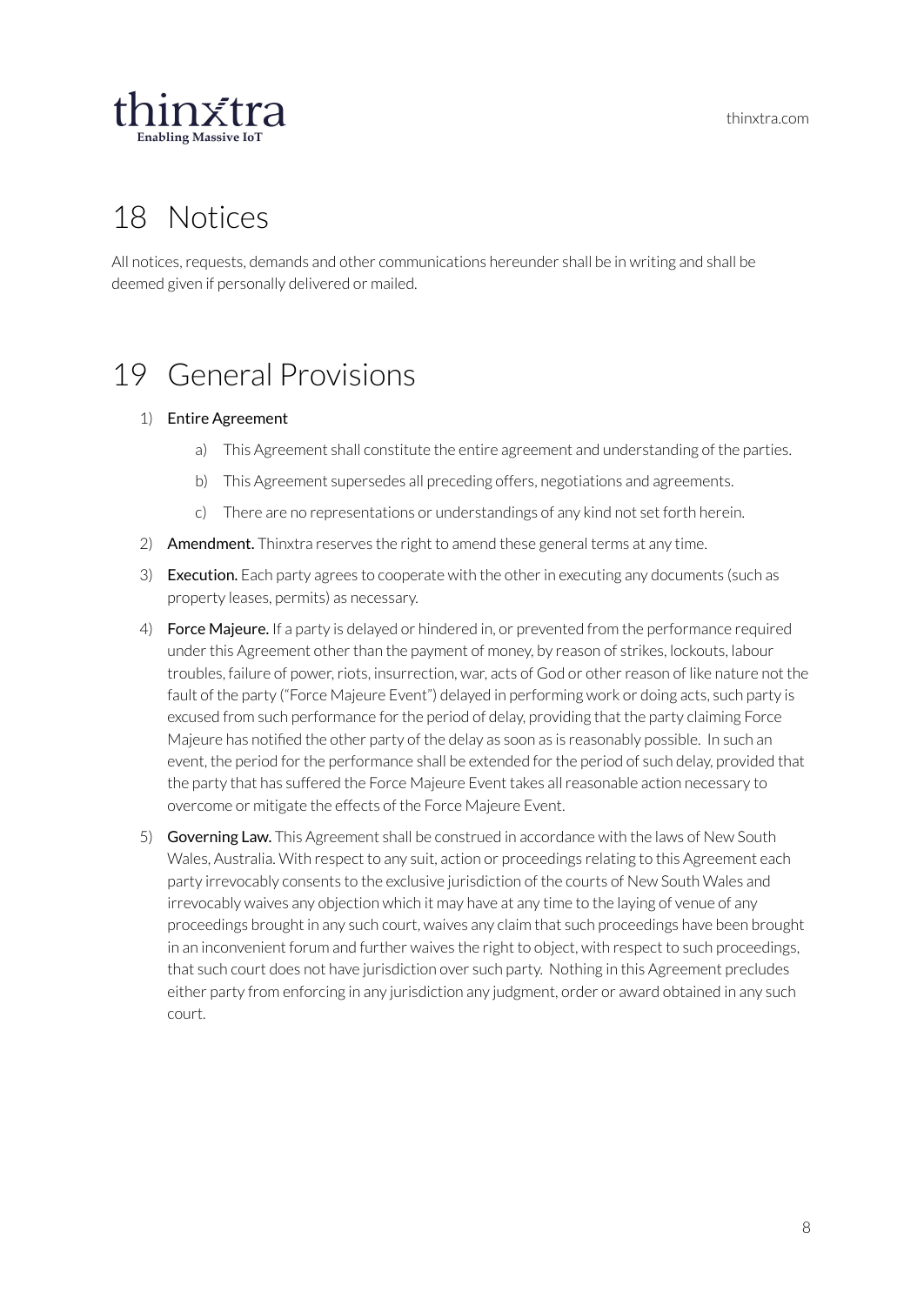# 18 Notices

All notices, requests, demands and other communications hereunder shall be in writing and shall be deemed given if personally delivered or mailed.

# 19 General Provisions

1) **Entire Agreement**
    a) This Agreement shall constitute the entire agreement and understanding of the parties.
    b) This Agreement supersedes all preceding offers, negotiations and agreements.
    c) There are no representations or understandings of any kind not set forth herein.
2) **Amendment.** Thinxtra reserves the right to amend these general terms at any time.
3) **Execution.** Each party agrees to cooperate with the other in executing any documents (such as property leases, permits) as necessary.
4) **Force Majeure.** If a party is delayed or hindered in, or prevented from the performance required under this Agreement other than the payment of money, by reason of strikes, lockouts, labour troubles, failure of power, riots, insurrection, war, acts of God or other reason of like nature not the fault of the party ("Force Majeure Event") delayed in performing work or doing acts, such party is excused from such performance for the period of delay, providing that the party claiming Force Majeure has notified the other party of the delay as soon as is reasonably possible. In such an event, the period for the performance shall be extended for the period of such delay, provided that the party that has suffered the Force Majeure Event takes all reasonable action necessary to overcome or mitigate the effects of the Force Majeure Event.
5) **Governing Law.** This Agreement shall be construed in accordance with the laws of New South Wales, Australia. With respect to any suit, action or proceedings relating to this Agreement each party irrevocably consents to the exclusive jurisdiction of the courts of New South Wales and irrevocably waives any objection which it may have at any time to the laying of venue of any proceedings brought in any such court, waives any claim that such proceedings have been brought in an inconvenient forum and further waives the right to object, with respect to such proceedings, that such court does not have jurisdiction over such party. Nothing in this Agreement precludes either party from enforcing in any jurisdiction any judgment, order or award obtained in any such court.